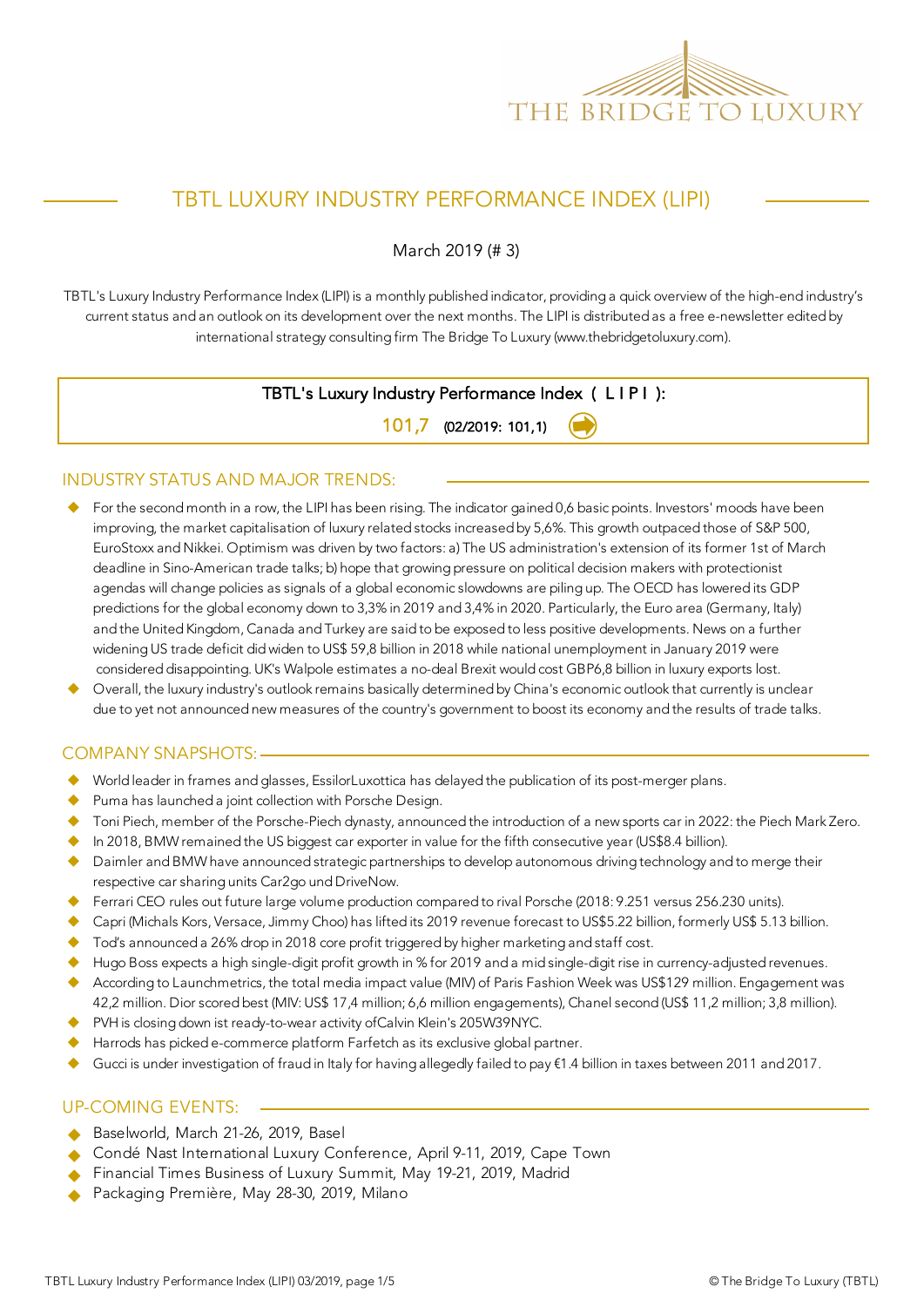THE BRIDGE TO LUXURY

# TBTL LUXURY INDUSTRY PERFORMANCE INDEX (LIPI)

March 2019 (# 3)

TBTL's Luxury Industry Performance Index (LIPI) is a monthly published indicator, providing a quick overview of the high-end industry's current status and an outlook on its development over the next months. The LIPI is distributed as a free e-newsletter edited by international strategy consulting firm The Bridge To Luxury (www.thebridgetoluxury.com).

**TBTL's Luxury Industry Performance Index ( L I P I ):**

**101,7** (02/2019: 101,1)

## INDUSTRY STATUS AND MAJOR TRENDS:

- For the second month in a row, the LIPI has been rising. The indicator gained 0,6 basic points. Investors' moods have been improving, the market capitalisation of luxury related stocks increased by 5,6%. This growth outpaced those of S&P 500, EuroStoxx and Nikkei. Optimism was driven by two factors: a) The US administration's extension of its former 1st of March deadline in Sino-American trade talks; b) hope that growing pressure on political decision makers with protectionist agendas will change policies as signals of a global economic slowdowns are piling up. The OECD has lowered its GDP predictions for the global economy down to 3,3% in 2019 and 3,4% in 2020. Particularly, the Euro area (Germany, Italy) and the United Kingdom, Canada and Turkey are said to be exposed to less positive developments. News on a further widening US trade deficit did widen to US$ 59,8 billion in 2018 while national unemployment in January 2019 were considered disappointing. UK's Walpole estimates a no-deal Brexit would cost GBP6,8 billion in luxury exports lost.
- Overall, the luxury industry's outlook remains basically determined by China's economic outlook that currently is unclear due to yet not announced new measures of the country's government to boost its economy and the results of trade talks.

## COMPANY SNAPSHOTS:

- World leader in frames and glasses, EssilorLuxottica has delayed the publication of its post-merger plans.
- Puma has launched a joint collection with Porsche Design.
- Toni Piech, member of the Porsche-Piech dynasty, announced the introduction of a new sports car in 2022: the Piech Mark Zero.
- In 2018, BMW remained the US biggest car exporter in value for the fifth consecutive year (US$8.4 billion).
- Daimler and BMW have announced strategic partnerships to develop autonomous driving technology and to merge their respective car sharing units Car2go und DriveNow.
- Ferrari CEO rules out future large volume production compared to rival Porsche (2018: 9.251 versus 256.230 units).
- Capri (Michals Kors, Versace, Jimmy Choo) has lifted its 2019 revenue forecast to US$5.22 billion, formerly US$ 5.13 billion.
- Tod's announced a 26% drop in 2018 core profit triggered by higher marketing and staff cost.
- Hugo Boss expects a high single-digit profit growth in % for 2019 and a mid single-digit rise in currency-adjusted revenues.
- According to Launchmetrics, the total media impact value (MIV) of Paris Fashion Week was US$129 million. Engagement was 42,2 million. Dior scored best (MIV: US$ 17,4 million; 6,6 million engagements), Chanel second (US$ 11,2 million; 3,8 million).
- PVH is closing down ist ready-to-wear activity ofCalvin Klein's 205W39NYC.
- Harrods has picked e-commerce platform Farfetch as its exclusive global partner.
- Gucci is under investigation of fraud in Italy for having allegedly failed to pay €1.4 billion in taxes between 2011 and 2017.

## UP-COMING EVENTS:

- Baselworld, March 21-26, 2019, Basel
- Condé Nast International Luxury Conference, April 9-11, 2019, Cape Town
- Financial Times Business of Luxury Summit, May 19-21, 2019, Madrid
- Packaging Première, May 28-30, 2019, Milano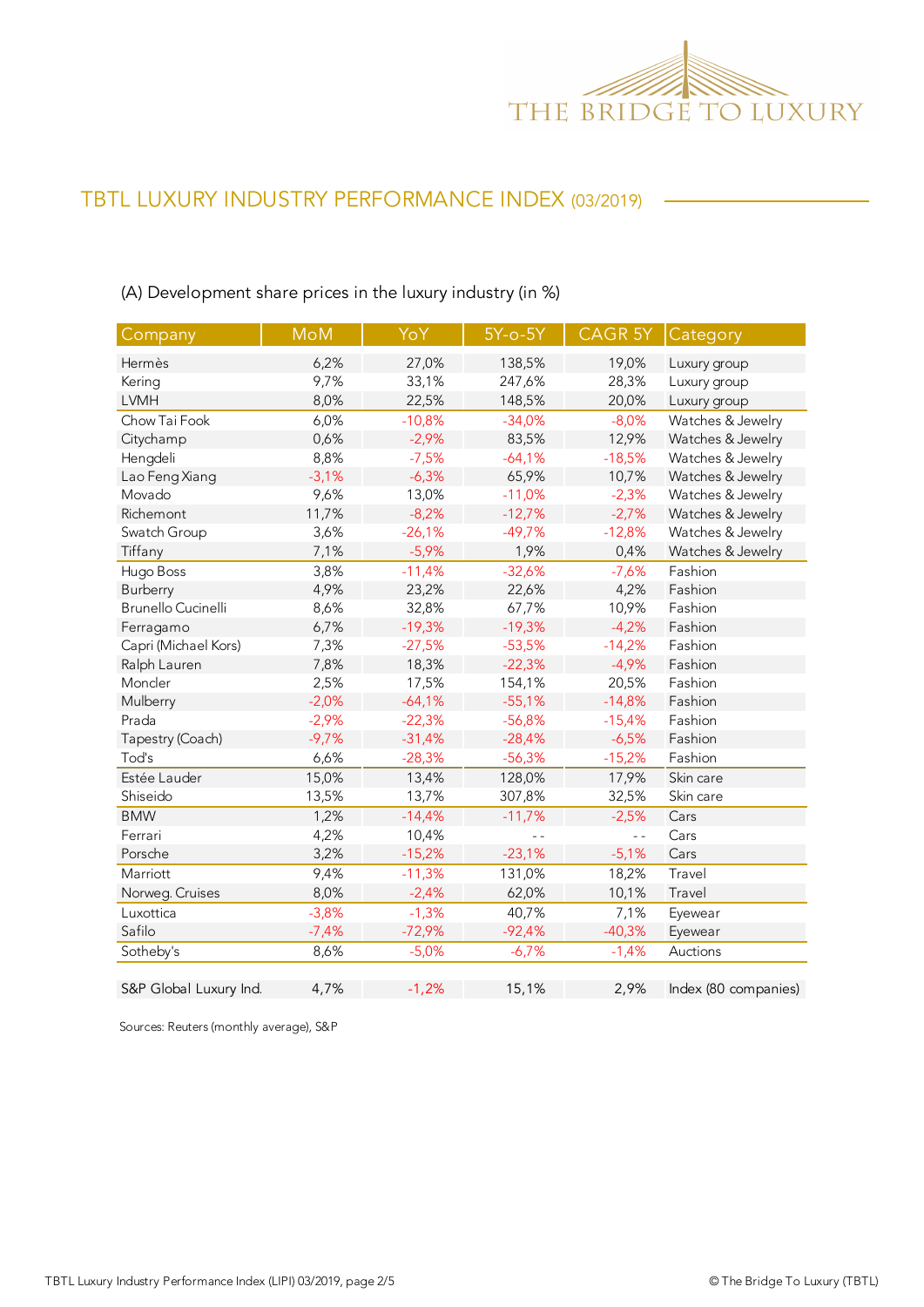# TBTL LUXURY INDUSTRY PERFORMANCE INDEX (03/2019)

(A) Development share prices in the luxury industry (in %)

| Company | MoM | YoY | 5Y-o-5Y | CAGR 5Y | Category |
|---|---|---|---|---|---|
| Hermès | 6,2% | 27,0% | 138,5% | 19,0% | Luxury group |
| Kering | 9,7% | 33,1% | 247,6% | 28,3% | Luxury group |
| LVMH | 8,0% | 22,5% | 148,5% | 20,0% | Luxury group |
| Chow Tai Fook | 6,0% | -10,8% | -34,0% | -8,0% | Watches & Jewelry |
| Citychamp | 0,6% | -2,9% | 83,5% | 12,9% | Watches & Jewelry |
| Hengdeli | 8,8% | -7,5% | -64,1% | -18,5% | Watches & Jewelry |
| Lao Feng Xiang | -3,1% | -6,3% | 65,9% | 10,7% | Watches & Jewelry |
| Movado | 9,6% | 13,0% | -11,0% | -2,3% | Watches & Jewelry |
| Richemont | 11,7% | -8,2% | -12,7% | -2,7% | Watches & Jewelry |
| Swatch Group | 3,6% | -26,1% | -49,7% | -12,8% | Watches & Jewelry |
| Tiffany | 7,1% | -5,9% | 1,9% | 0,4% | Watches & Jewelry |
| Hugo Boss | 3,8% | -11,4% | -32,6% | -7,6% | Fashion |
| Burberry | 4,9% | 23,2% | 22,6% | 4,2% | Fashion |
| Brunello Cucinelli | 8,6% | 32,8% | 67,7% | 10,9% | Fashion |
| Ferragamo | 6,7% | -19,3% | -19,3% | -4,2% | Fashion |
| Capri (Michael Kors) | 7,3% | -27,5% | -53,5% | -14,2% | Fashion |
| Ralph Lauren | 7,8% | 18,3% | -22,3% | -4,9% | Fashion |
| Moncler | 2,5% | 17,5% | 154,1% | 20,5% | Fashion |
| Mulberry | -2,0% | -64,1% | -55,1% | -14,8% | Fashion |
| Prada | -2,9% | -22,3% | -56,8% | -15,4% | Fashion |
| Tapestry (Coach) | -9,7% | -31,4% | -28,4% | -6,5% | Fashion |
| Tod's | 6,6% | -28,3% | -56,3% | -15,2% | Fashion |
| Estée Lauder | 15,0% | 13,4% | 128,0% | 17,9% | Skin care |
| Shiseido | 13,5% | 13,7% | 307,8% | 32,5% | Skin care |
| BMW | 1,2% | -14,4% | -11,7% | -2,5% | Cars |
| Ferrari | 4,2% | 10,4% | - - | - - | Cars |
| Porsche | 3,2% | -15,2% | -23,1% | -5,1% | Cars |
| Marriott | 9,4% | -11,3% | 131,0% | 18,2% | Travel |
| Norweg. Cruises | 8,0% | -2,4% | 62,0% | 10,1% | Travel |
| Luxottica | -3,8% | -1,3% | 40,7% | 7,1% | Eyewear |
| Safilo | -7,4% | -72,9% | -92,4% | -40,3% | Eyewear |
| Sotheby's | 8,6% | -5,0% | -6,7% | -1,4% | Auctions |
| S&P Global Luxury Ind. | 4,7% | -1,2% | 15,1% | 2,9% | Index (80 companies) |

Sources: Reuters (monthly average), S&P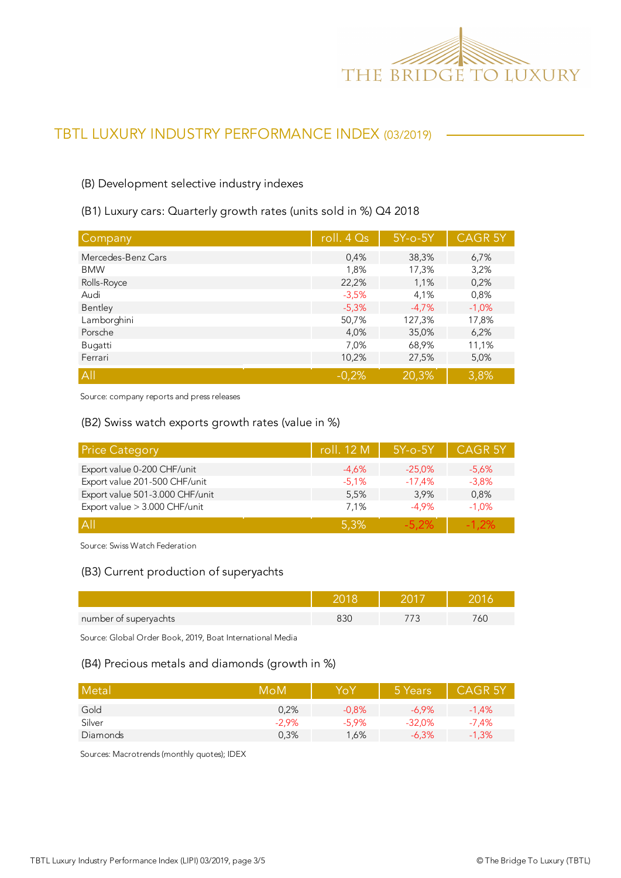## TBTL LUXURY INDUSTRY PERFORMANCE INDEX (03/2019)

### (B) Development selective industry indexes

#### (B1) Luxury cars: Quarterly growth rates (units sold in %) Q4 2018

| Company | roll. 4 Qs | 5Y-o-5Y | CAGR 5Y |
|---|---|---|---|
| Mercedes-Benz Cars | 0,4% | 38,3% | 6,7% |
| BMW | 1,8% | 17,3% | 3,2% |
| Rolls-Royce | 22,2% | 1,1% | 0,2% |
| Audi | -3,5% | 4,1% | 0,8% |
| Bentley | -5,3% | -4,7% | -1,0% |
| Lamborghini | 50,7% | 127,3% | 17,8% |
| Porsche | 4,0% | 35,0% | 6,2% |
| Bugatti | 7,0% | 68,9% | 11,1% |
| Ferrari | 10,2% | 27,5% | 5,0% |
| All | -0,2% | 20,3% | 3,8% |

Source: company reports and press releases

#### (B2) Swiss watch exports growth rates (value in %)

| Price Category | roll. 12 M | 5Y-o-5Y | CAGR 5Y |
|---|---|---|---|
| Export value 0-200 CHF/unit | -4,6% | -25,0% | -5,6% |
| Export value 201-500 CHF/unit | -5,1% | -17,4% | -3,8% |
| Export value 501-3.000 CHF/unit | 5,5% | 3,9% | 0,8% |
| Export value > 3.000 CHF/unit | 7,1% | -4,9% | -1,0% |
| All | 5,3% | -5,2% | -1,2% |

Source: Swiss Watch Federation

#### (B3) Current production of superyachts

| | 2018 | 2017 | 2016 |
|---|---|---|---|
| number of superyachts | 830 | 773 | 760 |

Source: Global Order Book, 2019, Boat International Media

#### (B4) Precious metals and diamonds (growth in %)

| Metal | MoM | YoY | 5 Years | CAGR 5Y |
|---|---|---|---|---|
| Gold | 0,2% | -0,8% | -6,9% | -1,4% |
| Silver | -2,9% | -5,9% | -32,0% | -7,4% |
| Diamonds | 0,3% | 1,6% | -6,3% | -1,3% |

Sources: Macrotrends (monthly quotes); IDEX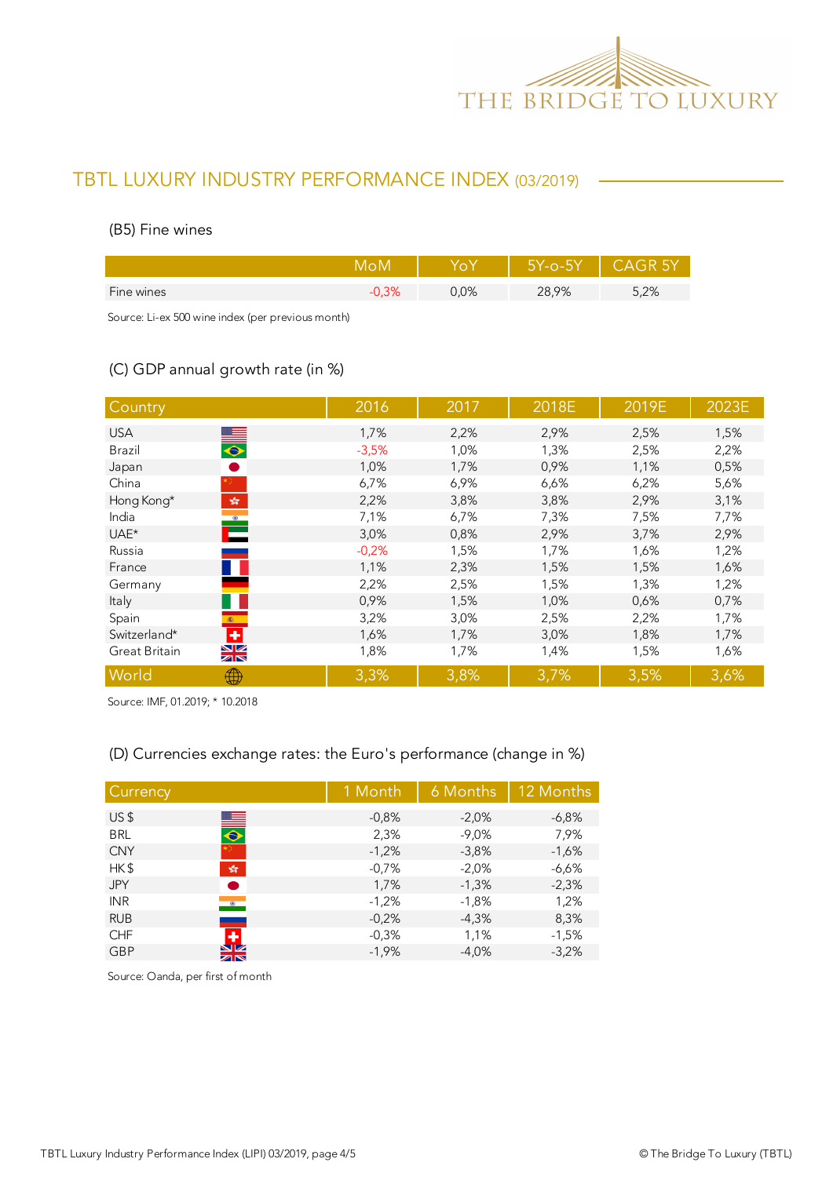## TBTL LUXURY INDUSTRY PERFORMANCE INDEX (03/2019)

### (B5) Fine wines

| | MoM | YoY | 5Y-o-5Y | CAGR 5Y |
|---|---|---|---|---|
| Fine wines | -0,3% | 0,0% | 28,9% | 5,2% |

Source: Li-ex 500 wine index (per previous month)

### (C) GDP annual growth rate (in %)

| Country | 2016 | 2017 | 2018E | 2019E | 2023E |
|---|---|---|---|---|---|
| USA | 1,7% | 2,2% | 2,9% | 2,5% | 1,5% |
| Brazil | -3,5% | 1,0% | 1,3% | 2,5% | 2,2% |
| Japan | 1,0% | 1,7% | 0,9% | 1,1% | 0,5% |
| China | 6,7% | 6,9% | 6,6% | 6,2% | 5,6% |
| Hong Kong* | 2,2% | 3,8% | 3,8% | 2,9% | 3,1% |
| India | 7,1% | 6,7% | 7,3% | 7,5% | 7,7% |
| UAE* | 3,0% | 0,8% | 2,9% | 3,7% | 2,9% |
| Russia | -0,2% | 1,5% | 1,7% | 1,6% | 1,2% |
| France | 1,1% | 2,3% | 1,5% | 1,5% | 1,6% |
| Germany | 2,2% | 2,5% | 1,5% | 1,3% | 1,2% |
| Italy | 0,9% | 1,5% | 1,0% | 0,6% | 0,7% |
| Spain | 3,2% | 3,0% | 2,5% | 2,2% | 1,7% |
| Switzerland* | 1,6% | 1,7% | 3,0% | 1,8% | 1,7% |
| Great Britain | 1,8% | 1,7% | 1,4% | 1,5% | 1,6% |
| World | 3,3% | 3,8% | 3,7% | 3,5% | 3,6% |

Source: IMF, 01.2019; * 10.2018

### (D) Currencies exchange rates: the Euro's performance (change in %)

| Currency | 1 Month | 6 Months | 12 Months |
|---|---|---|---|
| US $ | -0,8% | -2,0% | -6,8% |
| BRL | 2,3% | -9,0% | 7,9% |
| CNY | -1,2% | -3,8% | -1,6% |
| HK $ | -0,7% | -2,0% | -6,6% |
| JPY | 1,7% | -1,3% | -2,3% |
| INR | -1,2% | -1,8% | 1,2% |
| RUB | -0,2% | -4,3% | 8,3% |
| CHF | -0,3% | 1,1% | -1,5% |
| GBP | -1,9% | -4,0% | -3,2% |

Source: Oanda, per first of month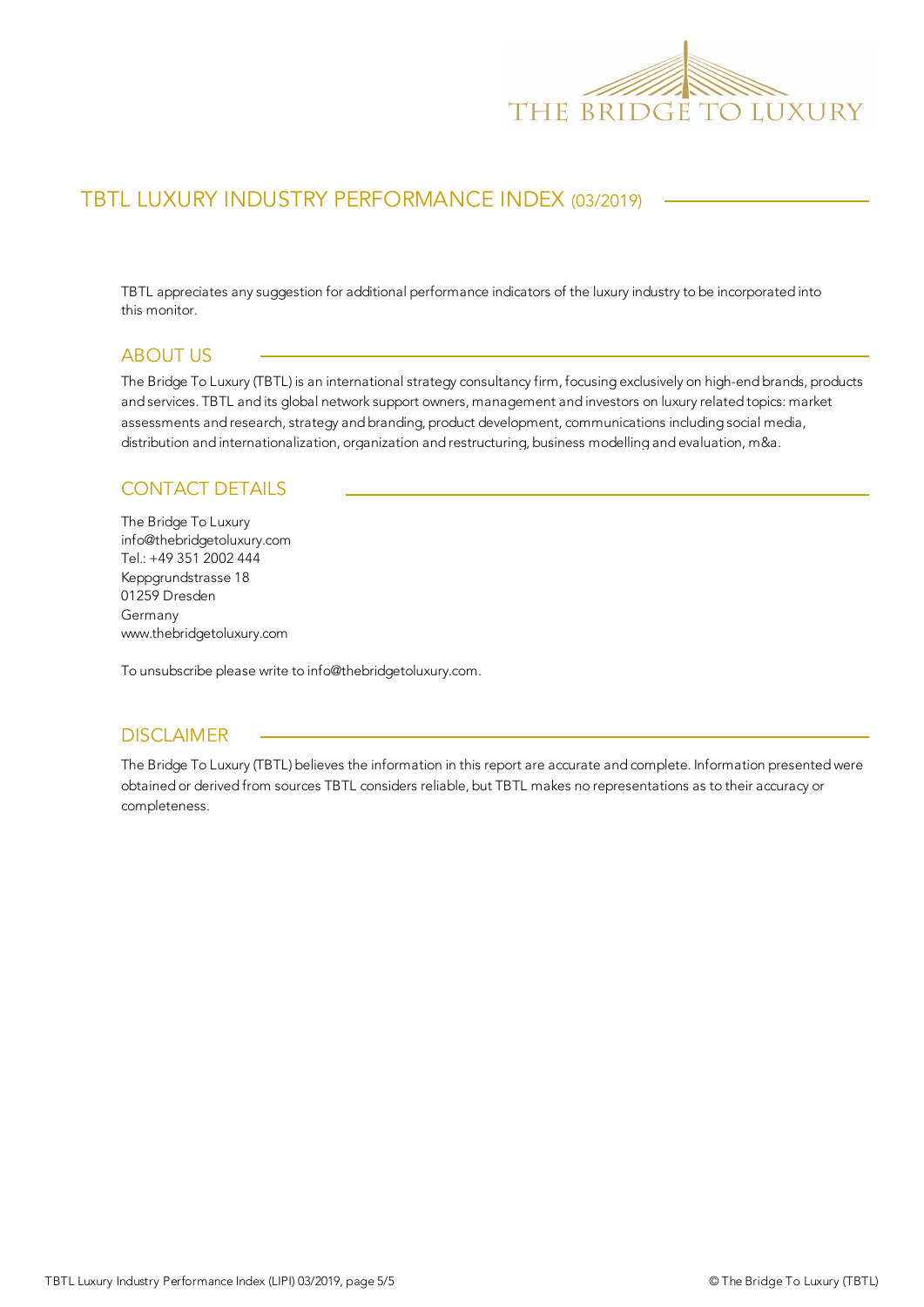# TBTL LUXURY INDUSTRY PERFORMANCE INDEX (03/2019)

TBTL appreciates any suggestion for additional performance indicators of the luxury industry to be incorporated into this monitor.

## ABOUT US

The Bridge To Luxury (TBTL) is an international strategy consultancy firm, focusing exclusively on high-end brands, products and services. TBTL and its global network support owners, management and investors on luxury related topics: market assessments and research, strategy and branding, product development, communications including social media, distribution and internationalization, organization and restructuring, business modelling and evaluation, m&a.

## CONTACT DETAILS

The Bridge To Luxury
info@thebridgetoluxury.com
Tel.: +49 351 2002 444
Keppgrundstrasse 18
01259 Dresden
Germany
www.thebridgetoluxury.com

To unsubscribe please write to info@thebridgetoluxury.com.

## DISCLAIMER

The Bridge To Luxury (TBTL) believes the information in this report are accurate and complete. Information presented were obtained or derived from sources TBTL considers reliable, but TBTL makes no representations as to their accuracy or completeness.